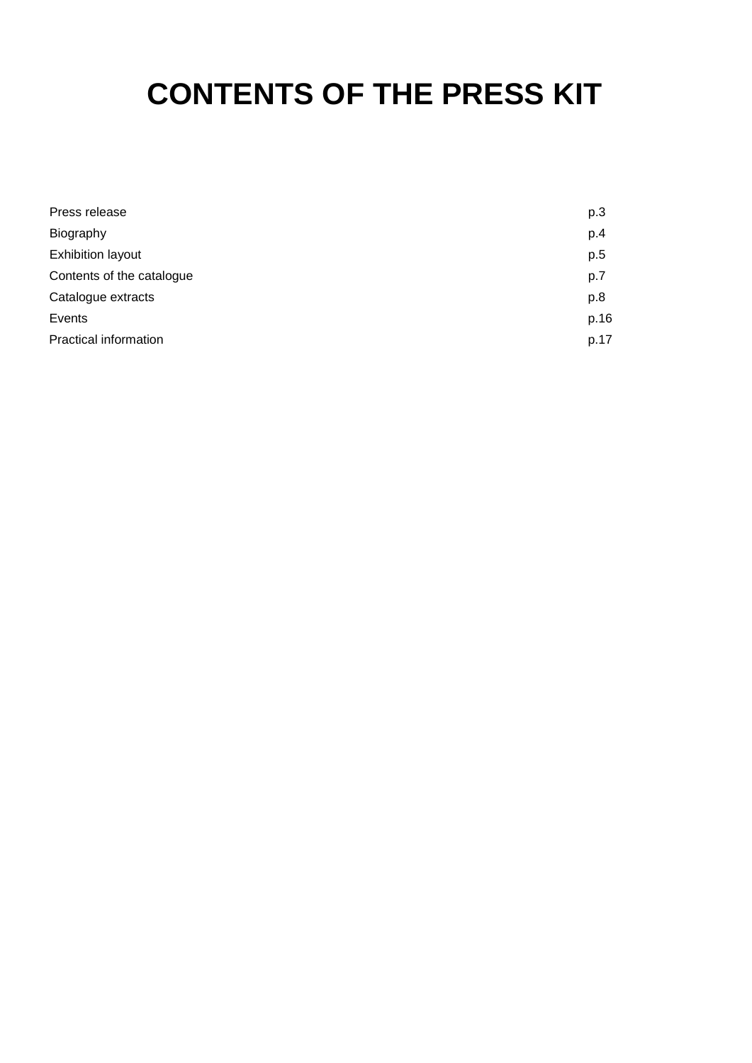# CONTENTS OF THE PRESS KIT

| | |
|---|---|
| Press release | p.3 |
| Biography | p.4 |
| Exhibition layout | p.5 |
| Contents of the catalogue | p.7 |
| Catalogue extracts | p.8 |
| Events | p.16 |
| Practical information | p.17 |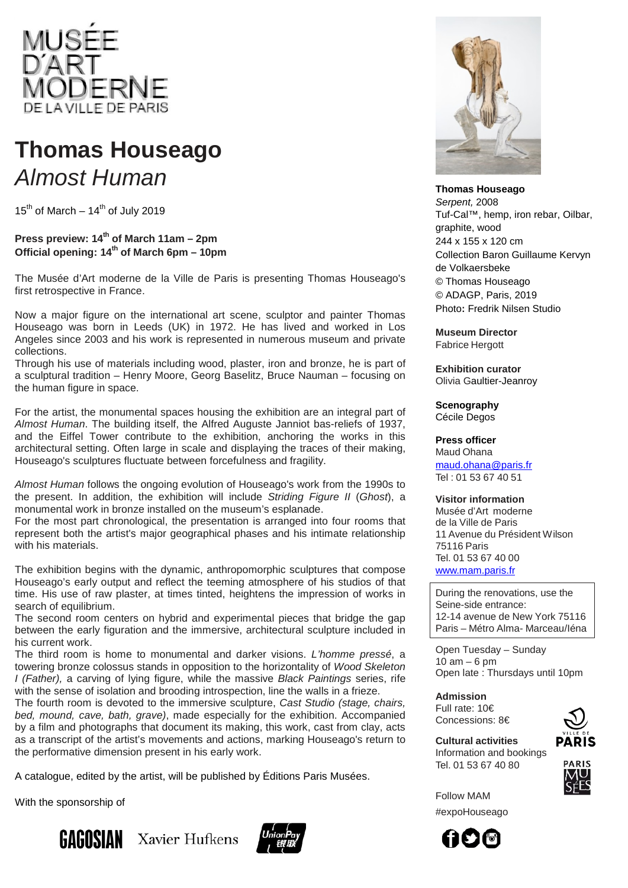MUSÉE D'ART MODERNE DE LA VILLE DE PARIS

# Thomas Houseago

## *Almost Human*

15th of March – 14th of July 2019

**Press preview: 14th of March 11am – 2pm**
**Official opening: 14th of March 6pm – 10pm**

The Musée d'Art moderne de la Ville de Paris is presenting Thomas Houseago's first retrospective in France.

Now a major figure on the international art scene, sculptor and painter Thomas Houseago was born in Leeds (UK) in 1972. He has lived and worked in Los Angeles since 2003 and his work is represented in numerous museum and private collections.
Through his use of materials including wood, plaster, iron and bronze, he is part of a sculptural tradition – Henry Moore, Georg Baselitz, Bruce Nauman – focusing on the human figure in space.

For the artist, the monumental spaces housing the exhibition are an integral part of *Almost Human*. The building itself, the Alfred Auguste Janniot bas-reliefs of 1937, and the Eiffel Tower contribute to the exhibition, anchoring the works in this architectural setting. Often large in scale and displaying the traces of their making, Houseago's sculptures fluctuate between forcefulness and fragility.

*Almost Human* follows the ongoing evolution of Houseago's work from the 1990s to the present. In addition, the exhibition will include *Striding Figure II* (*Ghost*), a monumental work in bronze installed on the museum's esplanade.
For the most part chronological, the presentation is arranged into four rooms that represent both the artist's major geographical phases and his intimate relationship with his materials.

The exhibition begins with the dynamic, anthropomorphic sculptures that compose Houseago's early output and reflect the teeming atmosphere of his studios of that time. His use of raw plaster, at times tinted, heightens the impression of works in search of equilibrium.
The second room centers on hybrid and experimental pieces that bridge the gap between the early figuration and the immersive, architectural sculpture included in his current work.
The third room is home to monumental and darker visions. *L'homme pressé*, a towering bronze colossus stands in opposition to the horizontality of *Wood Skeleton I (Father),* a carving of lying figure, while the massive *Black Paintings* series, rife with the sense of isolation and brooding introspection, line the walls in a frieze.
The fourth room is devoted to the immersive sculpture, *Cast Studio (stage, chairs, bed, mound, cave, bath, grave)*, made especially for the exhibition. Accompanied by a film and photographs that document its making, this work, cast from clay, acts as a transcript of the artist's movements and actions, marking Houseago's return to the performative dimension present in his early work.

A catalogue, edited by the artist, will be published by Éditions Paris Musées.

With the sponsorship of

GAGOSIAN Xavier Hufkens UnionPay 银联

**Thomas Houseago**
*Serpent,* 2008
Tuf-Cal™, hemp, iron rebar, Oilbar, graphite, wood
244 x 155 x 120 cm
Collection Baron Guillaume Kervyn de Volkaersbeke
© Thomas Houseago
© ADAGP, Paris, 2019
Photo: Fredrik Nilsen Studio

**Museum Director**
Fabrice Hergott

**Exhibition curator**
Olivia Gaultier-Jeanroy

**Scenography**
Cécile Degos

**Press officer**
Maud Ohana
maud.ohana@paris.fr
Tel : 01 53 67 40 51

**Visitor information**
Musée d'Art moderne de la Ville de Paris
11 Avenue du Président Wilson
75116 Paris
Tel. 01 53 67 40 00
www.mam.paris.fr

During the renovations, use the Seine-side entrance:
12-14 avenue de New York 75116 Paris – Métro Alma- Marceau/Iéna

Open Tuesday – Sunday
10 am – 6 pm
Open late : Thursdays until 10pm

**Admission**
Full rate: 10€
Concessions: 8€

**Cultural activities**
Information and bookings
Tel. 01 53 67 40 80

Follow MAM
#expoHouseago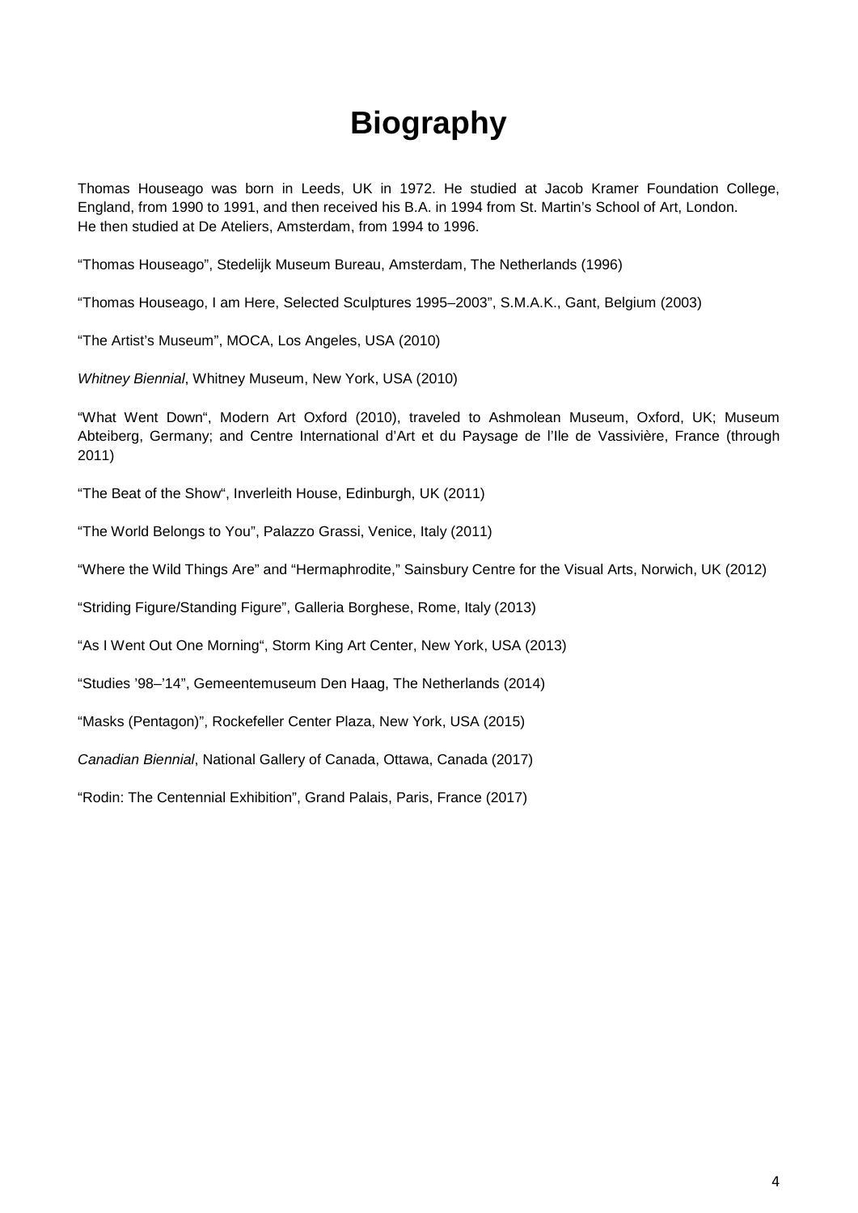# Biography

Thomas Houseago was born in Leeds, UK in 1972. He studied at Jacob Kramer Foundation College, England, from 1990 to 1991, and then received his B.A. in 1994 from St. Martin's School of Art, London.
He then studied at De Ateliers, Amsterdam, from 1994 to 1996.

"Thomas Houseago", Stedelijk Museum Bureau, Amsterdam, The Netherlands (1996)

"Thomas Houseago, I am Here, Selected Sculptures 1995–2003", S.M.A.K., Gant, Belgium (2003)

"The Artist's Museum", MOCA, Los Angeles, USA (2010)

*Whitney Biennial*, Whitney Museum, New York, USA (2010)

"What Went Down", Modern Art Oxford (2010), traveled to Ashmolean Museum, Oxford, UK; Museum Abteiberg, Germany; and Centre International d'Art et du Paysage de l'Ile de Vassivière, France (through 2011)

"The Beat of the Show", Inverleith House, Edinburgh, UK (2011)

"The World Belongs to You", Palazzo Grassi, Venice, Italy (2011)

"Where the Wild Things Are" and "Hermaphrodite," Sainsbury Centre for the Visual Arts, Norwich, UK (2012)

"Striding Figure/Standing Figure", Galleria Borghese, Rome, Italy (2013)

"As I Went Out One Morning", Storm King Art Center, New York, USA (2013)

"Studies '98–'14", Gemeentemuseum Den Haag, The Netherlands (2014)

"Masks (Pentagon)", Rockefeller Center Plaza, New York, USA (2015)

*Canadian Biennial*, National Gallery of Canada, Ottawa, Canada (2017)

"Rodin: The Centennial Exhibition", Grand Palais, Paris, France (2017)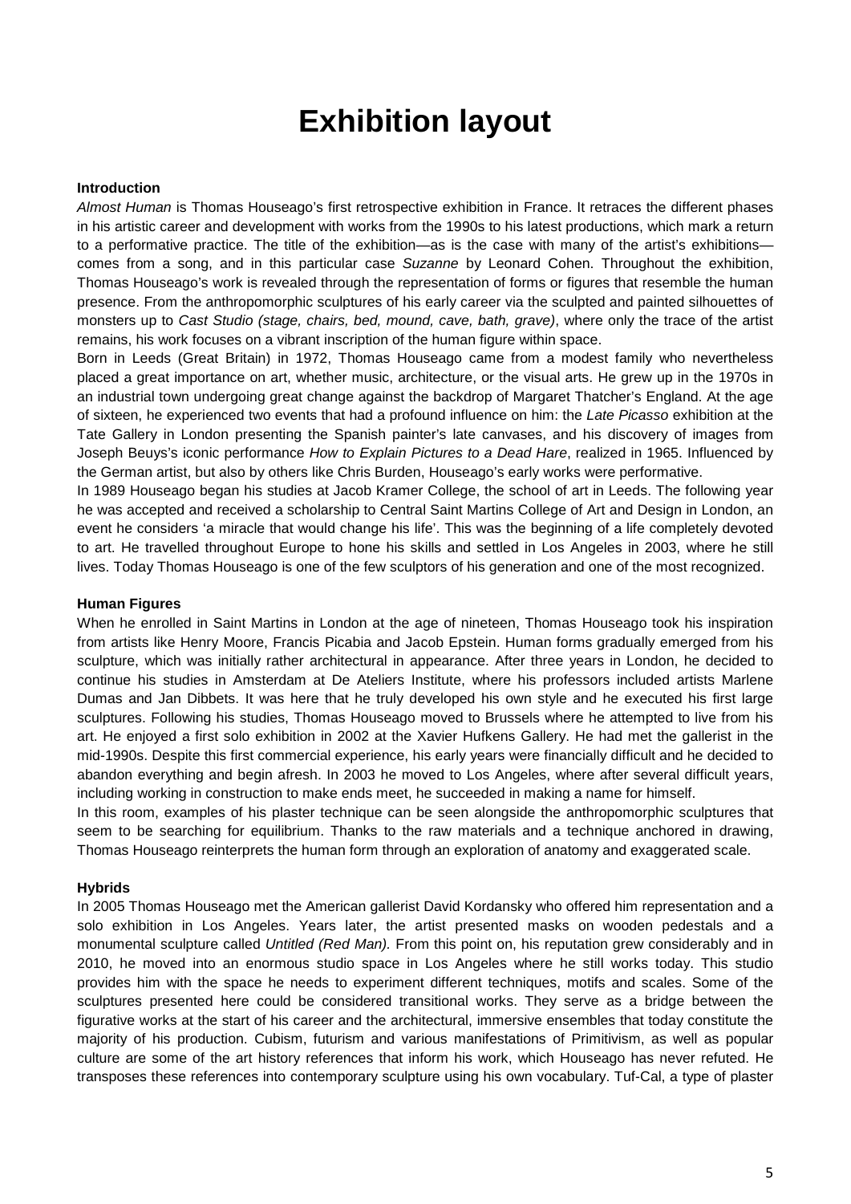# Exhibition layout

**Introduction**

*Almost Human* is Thomas Houseago's first retrospective exhibition in France. It retraces the different phases in his artistic career and development with works from the 1990s to his latest productions, which mark a return to a performative practice. The title of the exhibition—as is the case with many of the artist's exhibitions—comes from a song, and in this particular case *Suzanne* by Leonard Cohen. Throughout the exhibition, Thomas Houseago's work is revealed through the representation of forms or figures that resemble the human presence. From the anthropomorphic sculptures of his early career via the sculpted and painted silhouettes of monsters up to *Cast Studio (stage, chairs, bed, mound, cave, bath, grave)*, where only the trace of the artist remains, his work focuses on a vibrant inscription of the human figure within space.

Born in Leeds (Great Britain) in 1972, Thomas Houseago came from a modest family who nevertheless placed a great importance on art, whether music, architecture, or the visual arts. He grew up in the 1970s in an industrial town undergoing great change against the backdrop of Margaret Thatcher's England. At the age of sixteen, he experienced two events that had a profound influence on him: the *Late Picasso* exhibition at the Tate Gallery in London presenting the Spanish painter's late canvases, and his discovery of images from Joseph Beuys's iconic performance *How to Explain Pictures to a Dead Hare*, realized in 1965. Influenced by the German artist, but also by others like Chris Burden, Houseago's early works were performative.

In 1989 Houseago began his studies at Jacob Kramer College, the school of art in Leeds. The following year he was accepted and received a scholarship to Central Saint Martins College of Art and Design in London, an event he considers 'a miracle that would change his life'. This was the beginning of a life completely devoted to art. He travelled throughout Europe to hone his skills and settled in Los Angeles in 2003, where he still lives. Today Thomas Houseago is one of the few sculptors of his generation and one of the most recognized.

**Human Figures**

When he enrolled in Saint Martins in London at the age of nineteen, Thomas Houseago took his inspiration from artists like Henry Moore, Francis Picabia and Jacob Epstein. Human forms gradually emerged from his sculpture, which was initially rather architectural in appearance. After three years in London, he decided to continue his studies in Amsterdam at De Ateliers Institute, where his professors included artists Marlene Dumas and Jan Dibbets. It was here that he truly developed his own style and he executed his first large sculptures. Following his studies, Thomas Houseago moved to Brussels where he attempted to live from his art. He enjoyed a first solo exhibition in 2002 at the Xavier Hufkens Gallery. He had met the gallerist in the mid-1990s. Despite this first commercial experience, his early years were financially difficult and he decided to abandon everything and begin afresh. In 2003 he moved to Los Angeles, where after several difficult years, including working in construction to make ends meet, he succeeded in making a name for himself.

In this room, examples of his plaster technique can be seen alongside the anthropomorphic sculptures that seem to be searching for equilibrium. Thanks to the raw materials and a technique anchored in drawing, Thomas Houseago reinterprets the human form through an exploration of anatomy and exaggerated scale.

**Hybrids**

In 2005 Thomas Houseago met the American gallerist David Kordansky who offered him representation and a solo exhibition in Los Angeles. Years later, the artist presented masks on wooden pedestals and a monumental sculpture called *Untitled (Red Man).* From this point on, his reputation grew considerably and in 2010, he moved into an enormous studio space in Los Angeles where he still works today. This studio provides him with the space he needs to experiment different techniques, motifs and scales. Some of the sculptures presented here could be considered transitional works. They serve as a bridge between the figurative works at the start of his career and the architectural, immersive ensembles that today constitute the majority of his production. Cubism, futurism and various manifestations of Primitivism, as well as popular culture are some of the art history references that inform his work, which Houseago has never refuted. He transposes these references into contemporary sculpture using his own vocabulary. Tuf-Cal, a type of plaster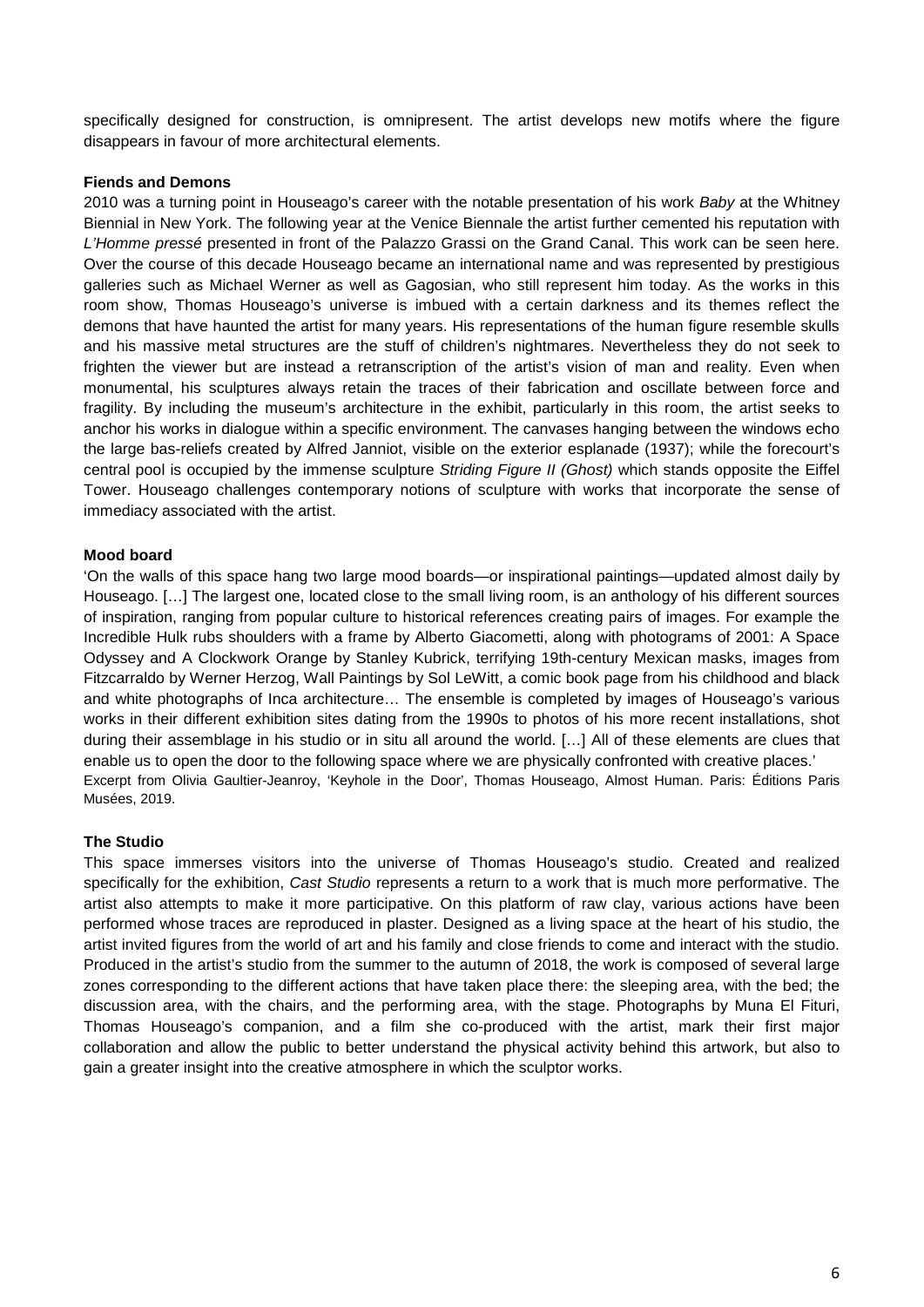specifically designed for construction, is omnipresent. The artist develops new motifs where the figure disappears in favour of more architectural elements.

**Fiends and Demons**

2010 was a turning point in Houseago's career with the notable presentation of his work *Baby* at the Whitney Biennial in New York. The following year at the Venice Biennale the artist further cemented his reputation with *L'Homme pressé* presented in front of the Palazzo Grassi on the Grand Canal. This work can be seen here. Over the course of this decade Houseago became an international name and was represented by prestigious galleries such as Michael Werner as well as Gagosian, who still represent him today. As the works in this room show, Thomas Houseago's universe is imbued with a certain darkness and its themes reflect the demons that have haunted the artist for many years. His representations of the human figure resemble skulls and his massive metal structures are the stuff of children's nightmares. Nevertheless they do not seek to frighten the viewer but are instead a retranscription of the artist's vision of man and reality. Even when monumental, his sculptures always retain the traces of their fabrication and oscillate between force and fragility. By including the museum's architecture in the exhibit, particularly in this room, the artist seeks to anchor his works in dialogue within a specific environment. The canvases hanging between the windows echo the large bas-reliefs created by Alfred Janniot, visible on the exterior esplanade (1937); while the forecourt's central pool is occupied by the immense sculpture *Striding Figure II (Ghost)* which stands opposite the Eiffel Tower. Houseago challenges contemporary notions of sculpture with works that incorporate the sense of immediacy associated with the artist.

**Mood board**

'On the walls of this space hang two large mood boards—or inspirational paintings—updated almost daily by Houseago. […] The largest one, located close to the small living room, is an anthology of his different sources of inspiration, ranging from popular culture to historical references creating pairs of images. For example the Incredible Hulk rubs shoulders with a frame by Alberto Giacometti, along with photograms of 2001: A Space Odyssey and A Clockwork Orange by Stanley Kubrick, terrifying 19th-century Mexican masks, images from Fitzcarraldo by Werner Herzog, Wall Paintings by Sol LeWitt, a comic book page from his childhood and black and white photographs of Inca architecture… The ensemble is completed by images of Houseago's various works in their different exhibition sites dating from the 1990s to photos of his more recent installations, shot during their assemblage in his studio or in situ all around the world. […] All of these elements are clues that enable us to open the door to the following space where we are physically confronted with creative places.'

Excerpt from Olivia Gaultier-Jeanroy, 'Keyhole in the Door', Thomas Houseago, Almost Human. Paris: Éditions Paris Musées, 2019.

**The Studio**

This space immerses visitors into the universe of Thomas Houseago's studio. Created and realized specifically for the exhibition, *Cast Studio* represents a return to a work that is much more performative. The artist also attempts to make it more participative. On this platform of raw clay, various actions have been performed whose traces are reproduced in plaster. Designed as a living space at the heart of his studio, the artist invited figures from the world of art and his family and close friends to come and interact with the studio. Produced in the artist's studio from the summer to the autumn of 2018, the work is composed of several large zones corresponding to the different actions that have taken place there: the sleeping area, with the bed; the discussion area, with the chairs, and the performing area, with the stage. Photographs by Muna El Fituri, Thomas Houseago's companion, and a film she co-produced with the artist, mark their first major collaboration and allow the public to better understand the physical activity behind this artwork, but also to gain a greater insight into the creative atmosphere in which the sculptor works.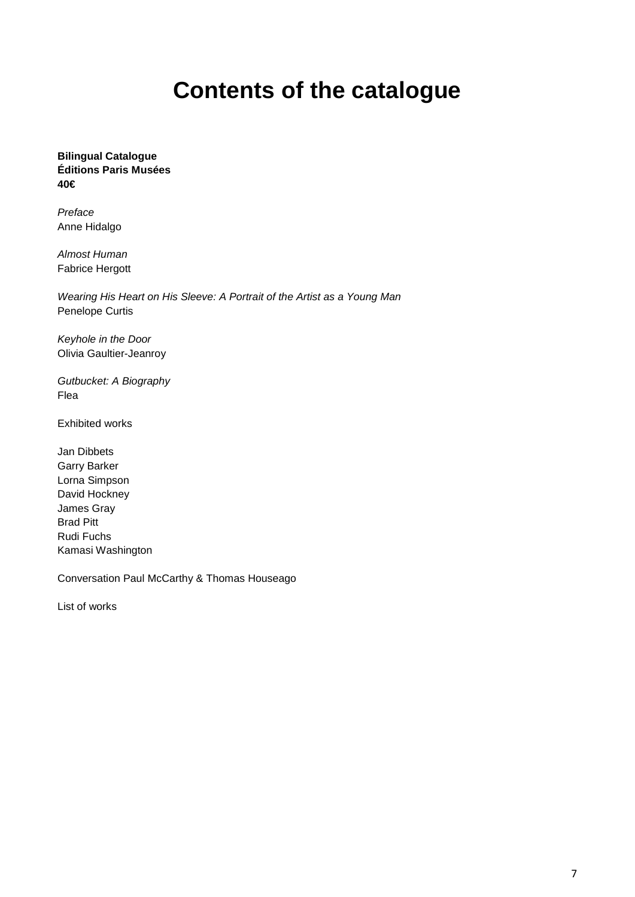# Contents of the catalogue

**Bilingual Catalogue**
**Éditions Paris Musées**
**40€**

*Preface*
Anne Hidalgo

*Almost Human*
Fabrice Hergott

*Wearing His Heart on His Sleeve: A Portrait of the Artist as a Young Man*
Penelope Curtis

*Keyhole in the Door*
Olivia Gaultier-Jeanroy

*Gutbucket: A Biography*
Flea

Exhibited works

Jan Dibbets
Garry Barker
Lorna Simpson
David Hockney
James Gray
Brad Pitt
Rudi Fuchs
Kamasi Washington

Conversation Paul McCarthy & Thomas Houseago

List of works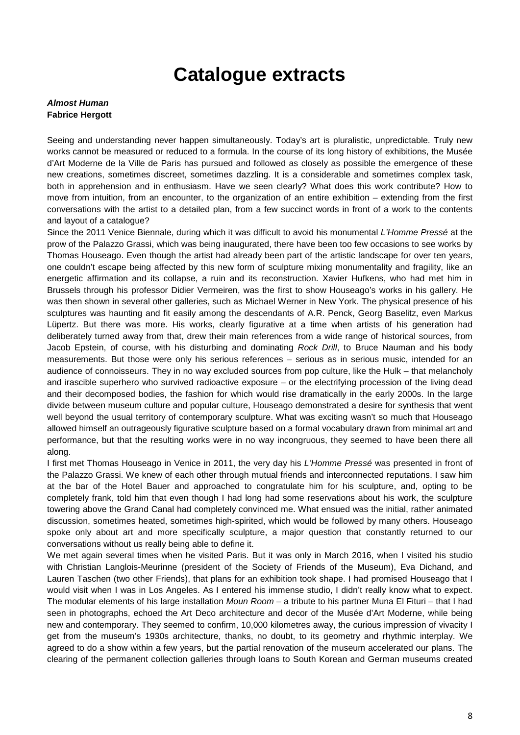# Catalogue extracts

***Almost Human***
**Fabrice Hergott**

Seeing and understanding never happen simultaneously. Today's art is pluralistic, unpredictable. Truly new works cannot be measured or reduced to a formula. In the course of its long history of exhibitions, the Musée d'Art Moderne de la Ville de Paris has pursued and followed as closely as possible the emergence of these new creations, sometimes discreet, sometimes dazzling. It is a considerable and sometimes complex task, both in apprehension and in enthusiasm. Have we seen clearly? What does this work contribute? How to move from intuition, from an encounter, to the organization of an entire exhibition – extending from the first conversations with the artist to a detailed plan, from a few succinct words in front of a work to the contents and layout of a catalogue?

Since the 2011 Venice Biennale, during which it was difficult to avoid his monumental *L'Homme Pressé* at the prow of the Palazzo Grassi, which was being inaugurated, there have been too few occasions to see works by Thomas Houseago. Even though the artist had already been part of the artistic landscape for over ten years, one couldn't escape being affected by this new form of sculpture mixing monumentality and fragility, like an energetic affirmation and its collapse, a ruin and its reconstruction. Xavier Hufkens, who had met him in Brussels through his professor Didier Vermeiren, was the first to show Houseago's works in his gallery. He was then shown in several other galleries, such as Michael Werner in New York. The physical presence of his sculptures was haunting and fit easily among the descendants of A.R. Penck, Georg Baselitz, even Markus Lüpertz. But there was more. His works, clearly figurative at a time when artists of his generation had deliberately turned away from that, drew their main references from a wide range of historical sources, from Jacob Epstein, of course, with his disturbing and dominating *Rock Drill*, to Bruce Nauman and his body measurements. But those were only his serious references – serious as in serious music, intended for an audience of connoisseurs. They in no way excluded sources from pop culture, like the Hulk – that melancholy and irascible superhero who survived radioactive exposure – or the electrifying procession of the living dead and their decomposed bodies, the fashion for which would rise dramatically in the early 2000s. In the large divide between museum culture and popular culture, Houseago demonstrated a desire for synthesis that went well beyond the usual territory of contemporary sculpture. What was exciting wasn't so much that Houseago allowed himself an outrageously figurative sculpture based on a formal vocabulary drawn from minimal art and performance, but that the resulting works were in no way incongruous, they seemed to have been there all along.

I first met Thomas Houseago in Venice in 2011, the very day his *L'Homme Pressé* was presented in front of the Palazzo Grassi. We knew of each other through mutual friends and interconnected reputations. I saw him at the bar of the Hotel Bauer and approached to congratulate him for his sculpture, and, opting to be completely frank, told him that even though I had long had some reservations about his work, the sculpture towering above the Grand Canal had completely convinced me. What ensued was the initial, rather animated discussion, sometimes heated, sometimes high-spirited, which would be followed by many others. Houseago spoke only about art and more specifically sculpture, a major question that constantly returned to our conversations without us really being able to define it.

We met again several times when he visited Paris. But it was only in March 2016, when I visited his studio with Christian Langlois-Meurinne (president of the Society of Friends of the Museum), Eva Dichand, and Lauren Taschen (two other Friends), that plans for an exhibition took shape. I had promised Houseago that I would visit when I was in Los Angeles. As I entered his immense studio, I didn't really know what to expect. The modular elements of his large installation *Moun Room* – a tribute to his partner Muna El Fituri – that I had seen in photographs, echoed the Art Deco architecture and decor of the Musée d'Art Moderne, while being new and contemporary. They seemed to confirm, 10,000 kilometres away, the curious impression of vivacity I get from the museum's 1930s architecture, thanks, no doubt, to its geometry and rhythmic interplay. We agreed to do a show within a few years, but the partial renovation of the museum accelerated our plans. The clearing of the permanent collection galleries through loans to South Korean and German museums created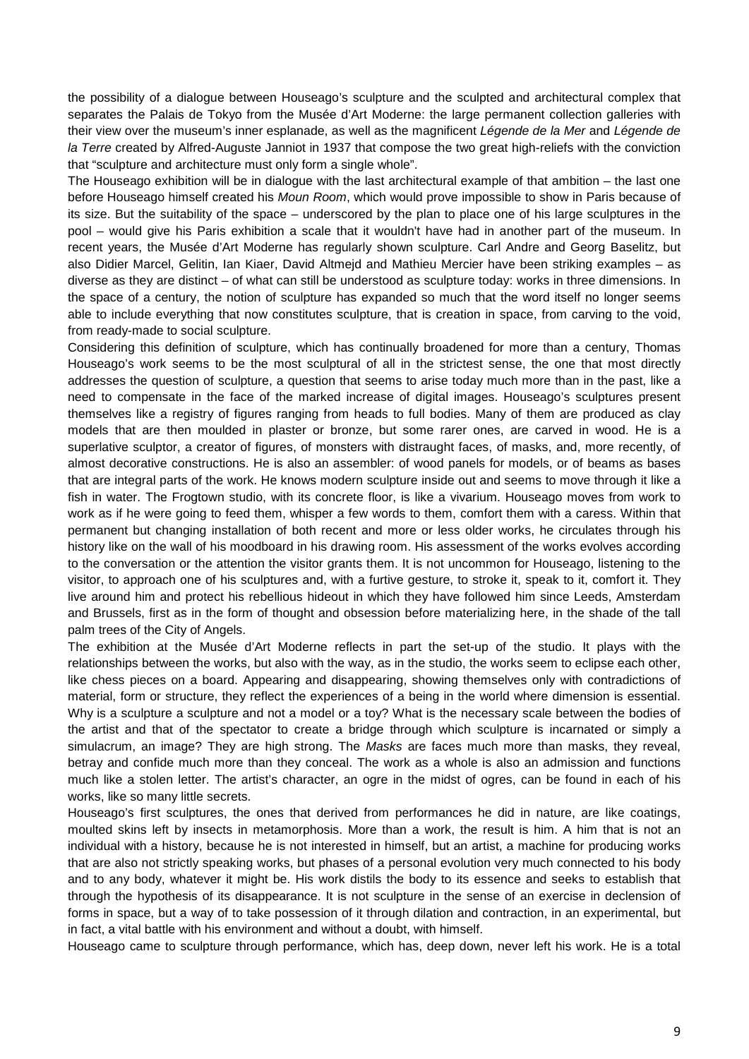the possibility of a dialogue between Houseago's sculpture and the sculpted and architectural complex that separates the Palais de Tokyo from the Musée d'Art Moderne: the large permanent collection galleries with their view over the museum's inner esplanade, as well as the magnificent *Légende de la Mer* and *Légende de la Terre* created by Alfred-Auguste Janniot in 1937 that compose the two great high-reliefs with the conviction that "sculpture and architecture must only form a single whole".

The Houseago exhibition will be in dialogue with the last architectural example of that ambition – the last one before Houseago himself created his *Moun Room*, which would prove impossible to show in Paris because of its size. But the suitability of the space – underscored by the plan to place one of his large sculptures in the pool – would give his Paris exhibition a scale that it wouldn't have had in another part of the museum. In recent years, the Musée d'Art Moderne has regularly shown sculpture. Carl Andre and Georg Baselitz, but also Didier Marcel, Gelitin, Ian Kiaer, David Altmejd and Mathieu Mercier have been striking examples – as diverse as they are distinct – of what can still be understood as sculpture today: works in three dimensions. In the space of a century, the notion of sculpture has expanded so much that the word itself no longer seems able to include everything that now constitutes sculpture, that is creation in space, from carving to the void, from ready-made to social sculpture.

Considering this definition of sculpture, which has continually broadened for more than a century, Thomas Houseago's work seems to be the most sculptural of all in the strictest sense, the one that most directly addresses the question of sculpture, a question that seems to arise today much more than in the past, like a need to compensate in the face of the marked increase of digital images. Houseago's sculptures present themselves like a registry of figures ranging from heads to full bodies. Many of them are produced as clay models that are then moulded in plaster or bronze, but some rarer ones, are carved in wood. He is a superlative sculptor, a creator of figures, of monsters with distraught faces, of masks, and, more recently, of almost decorative constructions. He is also an assembler: of wood panels for models, or of beams as bases that are integral parts of the work. He knows modern sculpture inside out and seems to move through it like a fish in water. The Frogtown studio, with its concrete floor, is like a vivarium. Houseago moves from work to work as if he were going to feed them, whisper a few words to them, comfort them with a caress. Within that permanent but changing installation of both recent and more or less older works, he circulates through his history like on the wall of his moodboard in his drawing room. His assessment of the works evolves according to the conversation or the attention the visitor grants them. It is not uncommon for Houseago, listening to the visitor, to approach one of his sculptures and, with a furtive gesture, to stroke it, speak to it, comfort it. They live around him and protect his rebellious hideout in which they have followed him since Leeds, Amsterdam and Brussels, first as in the form of thought and obsession before materializing here, in the shade of the tall palm trees of the City of Angels.

The exhibition at the Musée d'Art Moderne reflects in part the set-up of the studio. It plays with the relationships between the works, but also with the way, as in the studio, the works seem to eclipse each other, like chess pieces on a board. Appearing and disappearing, showing themselves only with contradictions of material, form or structure, they reflect the experiences of a being in the world where dimension is essential. Why is a sculpture a sculpture and not a model or a toy? What is the necessary scale between the bodies of the artist and that of the spectator to create a bridge through which sculpture is incarnated or simply a simulacrum, an image? They are high strong. The *Masks* are faces much more than masks, they reveal, betray and confide much more than they conceal. The work as a whole is also an admission and functions much like a stolen letter. The artist's character, an ogre in the midst of ogres, can be found in each of his works, like so many little secrets.

Houseago's first sculptures, the ones that derived from performances he did in nature, are like coatings, moulted skins left by insects in metamorphosis. More than a work, the result is him. A him that is not an individual with a history, because he is not interested in himself, but an artist, a machine for producing works that are also not strictly speaking works, but phases of a personal evolution very much connected to his body and to any body, whatever it might be. His work distils the body to its essence and seeks to establish that through the hypothesis of its disappearance. It is not sculpture in the sense of an exercise in declension of forms in space, but a way of to take possession of it through dilation and contraction, in an experimental, but in fact, a vital battle with his environment and without a doubt, with himself.

Houseago came to sculpture through performance, which has, deep down, never left his work. He is a total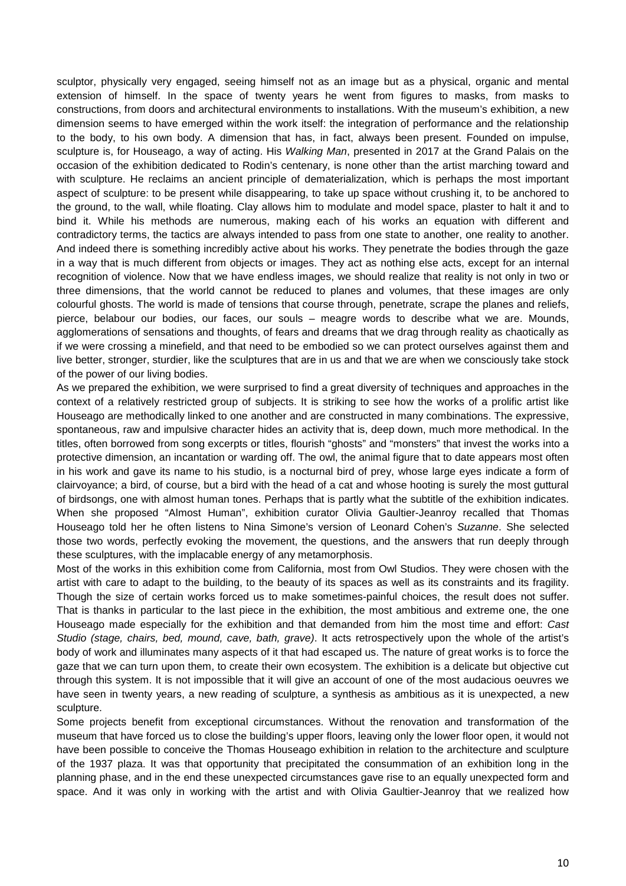sculptor, physically very engaged, seeing himself not as an image but as a physical, organic and mental extension of himself. In the space of twenty years he went from figures to masks, from masks to constructions, from doors and architectural environments to installations. With the museum's exhibition, a new dimension seems to have emerged within the work itself: the integration of performance and the relationship to the body, to his own body. A dimension that has, in fact, always been present. Founded on impulse, sculpture is, for Houseago, a way of acting. His *Walking Man*, presented in 2017 at the Grand Palais on the occasion of the exhibition dedicated to Rodin's centenary, is none other than the artist marching toward and with sculpture. He reclaims an ancient principle of dematerialization, which is perhaps the most important aspect of sculpture: to be present while disappearing, to take up space without crushing it, to be anchored to the ground, to the wall, while floating. Clay allows him to modulate and model space, plaster to halt it and to bind it. While his methods are numerous, making each of his works an equation with different and contradictory terms, the tactics are always intended to pass from one state to another, one reality to another. And indeed there is something incredibly active about his works. They penetrate the bodies through the gaze in a way that is much different from objects or images. They act as nothing else acts, except for an internal recognition of violence. Now that we have endless images, we should realize that reality is not only in two or three dimensions, that the world cannot be reduced to planes and volumes, that these images are only colourful ghosts. The world is made of tensions that course through, penetrate, scrape the planes and reliefs, pierce, belabour our bodies, our faces, our souls – meagre words to describe what we are. Mounds, agglomerations of sensations and thoughts, of fears and dreams that we drag through reality as chaotically as if we were crossing a minefield, and that need to be embodied so we can protect ourselves against them and live better, stronger, sturdier, like the sculptures that are in us and that we are when we consciously take stock of the power of our living bodies.

As we prepared the exhibition, we were surprised to find a great diversity of techniques and approaches in the context of a relatively restricted group of subjects. It is striking to see how the works of a prolific artist like Houseago are methodically linked to one another and are constructed in many combinations. The expressive, spontaneous, raw and impulsive character hides an activity that is, deep down, much more methodical. In the titles, often borrowed from song excerpts or titles, flourish "ghosts" and "monsters" that invest the works into a protective dimension, an incantation or warding off. The owl, the animal figure that to date appears most often in his work and gave its name to his studio, is a nocturnal bird of prey, whose large eyes indicate a form of clairvoyance; a bird, of course, but a bird with the head of a cat and whose hooting is surely the most guttural of birdsongs, one with almost human tones. Perhaps that is partly what the subtitle of the exhibition indicates. When she proposed "Almost Human", exhibition curator Olivia Gaultier-Jeanroy recalled that Thomas Houseago told her he often listens to Nina Simone's version of Leonard Cohen's *Suzanne*. She selected those two words, perfectly evoking the movement, the questions, and the answers that run deeply through these sculptures, with the implacable energy of any metamorphosis.

Most of the works in this exhibition come from California, most from Owl Studios. They were chosen with the artist with care to adapt to the building, to the beauty of its spaces as well as its constraints and its fragility. Though the size of certain works forced us to make sometimes-painful choices, the result does not suffer. That is thanks in particular to the last piece in the exhibition, the most ambitious and extreme one, the one Houseago made especially for the exhibition and that demanded from him the most time and effort: *Cast Studio (stage, chairs, bed, mound, cave, bath, grave)*. It acts retrospectively upon the whole of the artist's body of work and illuminates many aspects of it that had escaped us. The nature of great works is to force the gaze that we can turn upon them, to create their own ecosystem. The exhibition is a delicate but objective cut through this system. It is not impossible that it will give an account of one of the most audacious oeuvres we have seen in twenty years, a new reading of sculpture, a synthesis as ambitious as it is unexpected, a new sculpture.

Some projects benefit from exceptional circumstances. Without the renovation and transformation of the museum that have forced us to close the building's upper floors, leaving only the lower floor open, it would not have been possible to conceive the Thomas Houseago exhibition in relation to the architecture and sculpture of the 1937 plaza. It was that opportunity that precipitated the consummation of an exhibition long in the planning phase, and in the end these unexpected circumstances gave rise to an equally unexpected form and space. And it was only in working with the artist and with Olivia Gaultier-Jeanroy that we realized how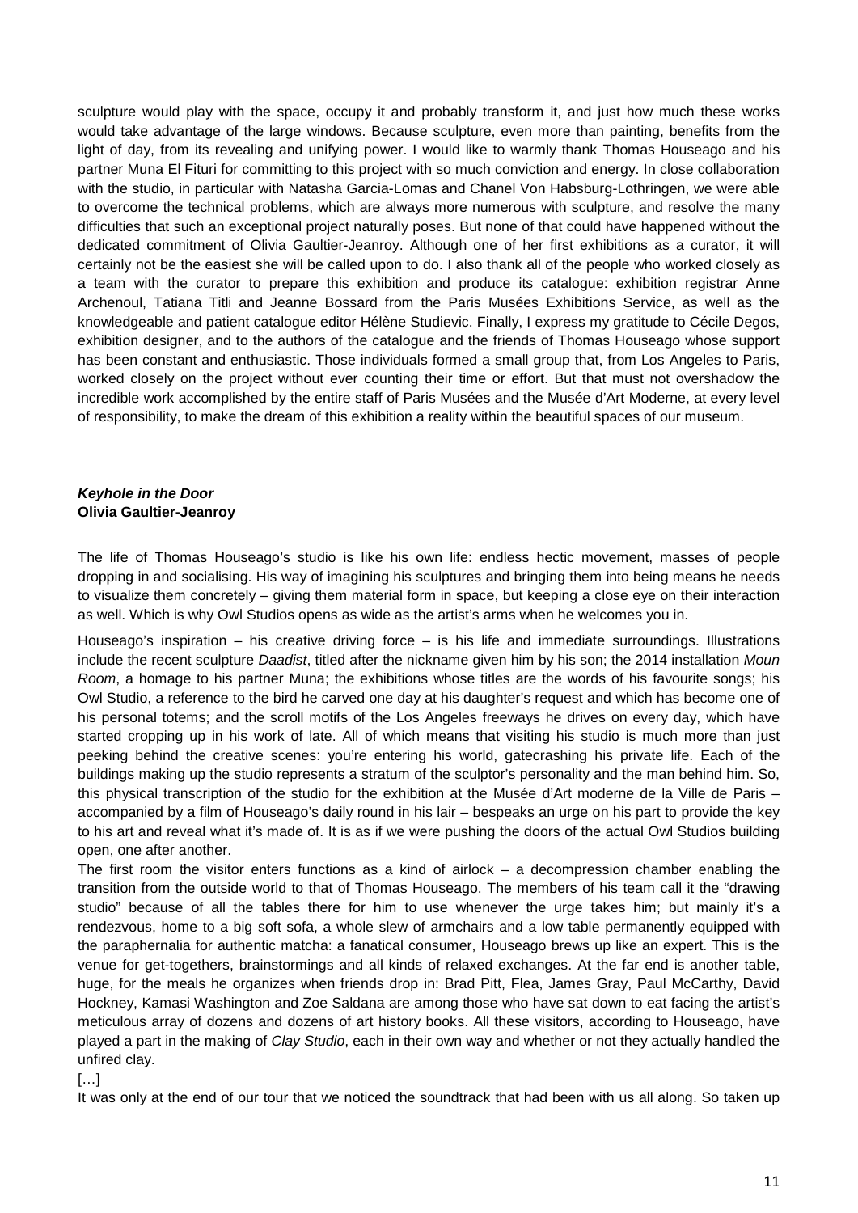sculpture would play with the space, occupy it and probably transform it, and just how much these works would take advantage of the large windows. Because sculpture, even more than painting, benefits from the light of day, from its revealing and unifying power. I would like to warmly thank Thomas Houseago and his partner Muna El Fituri for committing to this project with so much conviction and energy. In close collaboration with the studio, in particular with Natasha Garcia-Lomas and Chanel Von Habsburg-Lothringen, we were able to overcome the technical problems, which are always more numerous with sculpture, and resolve the many difficulties that such an exceptional project naturally poses. But none of that could have happened without the dedicated commitment of Olivia Gaultier-Jeanroy. Although one of her first exhibitions as a curator, it will certainly not be the easiest she will be called upon to do. I also thank all of the people who worked closely as a team with the curator to prepare this exhibition and produce its catalogue: exhibition registrar Anne Archenoul, Tatiana Titli and Jeanne Bossard from the Paris Musées Exhibitions Service, as well as the knowledgeable and patient catalogue editor Hélène Studievic. Finally, I express my gratitude to Cécile Degos, exhibition designer, and to the authors of the catalogue and the friends of Thomas Houseago whose support has been constant and enthusiastic. Those individuals formed a small group that, from Los Angeles to Paris, worked closely on the project without ever counting their time or effort. But that must not overshadow the incredible work accomplished by the entire staff of Paris Musées and the Musée d'Art Moderne, at every level of responsibility, to make the dream of this exhibition a reality within the beautiful spaces of our museum.

## ***Keyhole in the Door***
**Olivia Gaultier-Jeanroy**

The life of Thomas Houseago's studio is like his own life: endless hectic movement, masses of people dropping in and socialising. His way of imagining his sculptures and bringing them into being means he needs to visualize them concretely – giving them material form in space, but keeping a close eye on their interaction as well. Which is why Owl Studios opens as wide as the artist's arms when he welcomes you in.

Houseago's inspiration – his creative driving force – is his life and immediate surroundings. Illustrations include the recent sculpture *Daadist*, titled after the nickname given him by his son; the 2014 installation *Moun Room*, a homage to his partner Muna; the exhibitions whose titles are the words of his favourite songs; his Owl Studio, a reference to the bird he carved one day at his daughter's request and which has become one of his personal totems; and the scroll motifs of the Los Angeles freeways he drives on every day, which have started cropping up in his work of late. All of which means that visiting his studio is much more than just peeking behind the creative scenes: you're entering his world, gatecrashing his private life. Each of the buildings making up the studio represents a stratum of the sculptor's personality and the man behind him. So, this physical transcription of the studio for the exhibition at the Musée d'Art moderne de la Ville de Paris – accompanied by a film of Houseago's daily round in his lair – bespeaks an urge on his part to provide the key to his art and reveal what it's made of. It is as if we were pushing the doors of the actual Owl Studios building open, one after another.

The first room the visitor enters functions as a kind of airlock – a decompression chamber enabling the transition from the outside world to that of Thomas Houseago. The members of his team call it the "drawing studio" because of all the tables there for him to use whenever the urge takes him; but mainly it's a rendezvous, home to a big soft sofa, a whole slew of armchairs and a low table permanently equipped with the paraphernalia for authentic matcha: a fanatical consumer, Houseago brews up like an expert. This is the venue for get-togethers, brainstormings and all kinds of relaxed exchanges. At the far end is another table, huge, for the meals he organizes when friends drop in: Brad Pitt, Flea, James Gray, Paul McCarthy, David Hockney, Kamasi Washington and Zoe Saldana are among those who have sat down to eat facing the artist's meticulous array of dozens and dozens of art history books. All these visitors, according to Houseago, have played a part in the making of *Clay Studio*, each in their own way and whether or not they actually handled the unfired clay.

[…]

It was only at the end of our tour that we noticed the soundtrack that had been with us all along. So taken up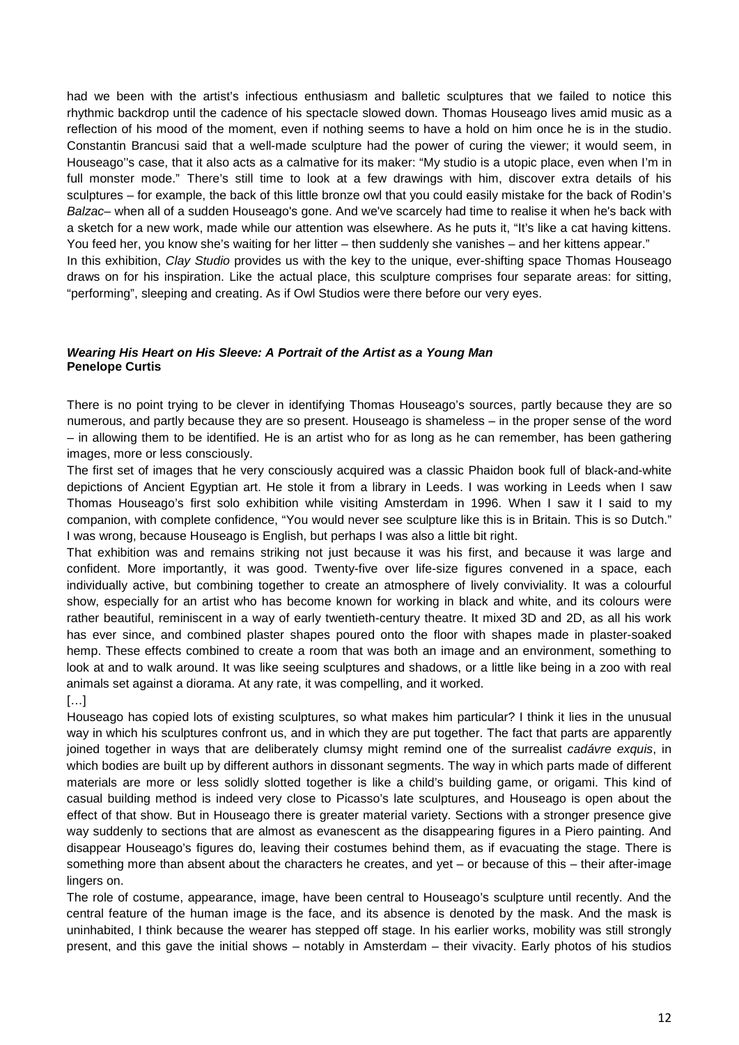had we been with the artist's infectious enthusiasm and balletic sculptures that we failed to notice this rhythmic backdrop until the cadence of his spectacle slowed down. Thomas Houseago lives amid music as a reflection of his mood of the moment, even if nothing seems to have a hold on him once he is in the studio. Constantin Brancusi said that a well-made sculpture had the power of curing the viewer; it would seem, in Houseago''s case, that it also acts as a calmative for its maker: "My studio is a utopic place, even when I'm in full monster mode." There's still time to look at a few drawings with him, discover extra details of his sculptures – for example, the back of this little bronze owl that you could easily mistake for the back of Rodin's *Balzac*– when all of a sudden Houseago's gone. And we've scarcely had time to realise it when he's back with a sketch for a new work, made while our attention was elsewhere. As he puts it, "It's like a cat having kittens. You feed her, you know she's waiting for her litter – then suddenly she vanishes – and her kittens appear."

In this exhibition, *Clay Studio* provides us with the key to the unique, ever-shifting space Thomas Houseago draws on for his inspiration. Like the actual place, this sculpture comprises four separate areas: for sitting, "performing", sleeping and creating. As if Owl Studios were there before our very eyes.

### ***Wearing His Heart on His Sleeve: A Portrait of the Artist as a Young Man***
**Penelope Curtis**

There is no point trying to be clever in identifying Thomas Houseago's sources, partly because they are so numerous, and partly because they are so present. Houseago is shameless – in the proper sense of the word – in allowing them to be identified. He is an artist who for as long as he can remember, has been gathering images, more or less consciously.

The first set of images that he very consciously acquired was a classic Phaidon book full of black-and-white depictions of Ancient Egyptian art. He stole it from a library in Leeds. I was working in Leeds when I saw Thomas Houseago's first solo exhibition while visiting Amsterdam in 1996. When I saw it I said to my companion, with complete confidence, "You would never see sculpture like this is in Britain. This is so Dutch." I was wrong, because Houseago is English, but perhaps I was also a little bit right.

That exhibition was and remains striking not just because it was his first, and because it was large and confident. More importantly, it was good. Twenty-five over life-size figures convened in a space, each individually active, but combining together to create an atmosphere of lively conviviality. It was a colourful show, especially for an artist who has become known for working in black and white, and its colours were rather beautiful, reminiscent in a way of early twentieth-century theatre. It mixed 3D and 2D, as all his work has ever since, and combined plaster shapes poured onto the floor with shapes made in plaster-soaked hemp. These effects combined to create a room that was both an image and an environment, something to look at and to walk around. It was like seeing sculptures and shadows, or a little like being in a zoo with real animals set against a diorama. At any rate, it was compelling, and it worked.

[…]

Houseago has copied lots of existing sculptures, so what makes him particular? I think it lies in the unusual way in which his sculptures confront us, and in which they are put together. The fact that parts are apparently joined together in ways that are deliberately clumsy might remind one of the surrealist *cadávre exquis*, in which bodies are built up by different authors in dissonant segments. The way in which parts made of different materials are more or less solidly slotted together is like a child's building game, or origami. This kind of casual building method is indeed very close to Picasso's late sculptures, and Houseago is open about the effect of that show. But in Houseago there is greater material variety. Sections with a stronger presence give way suddenly to sections that are almost as evanescent as the disappearing figures in a Piero painting. And disappear Houseago's figures do, leaving their costumes behind them, as if evacuating the stage. There is something more than absent about the characters he creates, and yet – or because of this – their after-image lingers on.

The role of costume, appearance, image, have been central to Houseago's sculpture until recently. And the central feature of the human image is the face, and its absence is denoted by the mask. And the mask is uninhabited, I think because the wearer has stepped off stage. In his earlier works, mobility was still strongly present, and this gave the initial shows – notably in Amsterdam – their vivacity. Early photos of his studios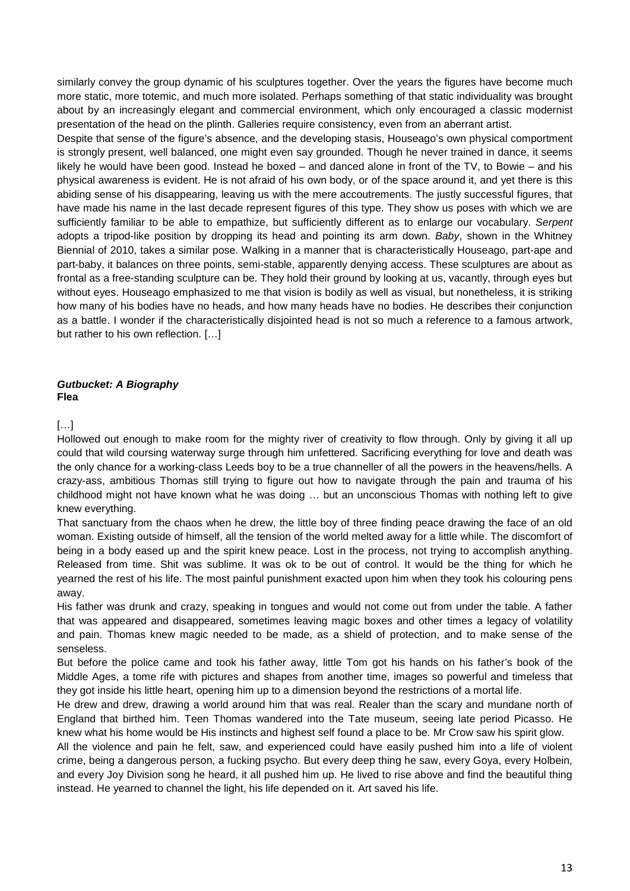similarly convey the group dynamic of his sculptures together. Over the years the figures have become much more static, more totemic, and much more isolated. Perhaps something of that static individuality was brought about by an increasingly elegant and commercial environment, which only encouraged a classic modernist presentation of the head on the plinth. Galleries require consistency, even from an aberrant artist.

Despite that sense of the figure's absence, and the developing stasis, Houseago's own physical comportment is strongly present, well balanced, one might even say grounded. Though he never trained in dance, it seems likely he would have been good. Instead he boxed – and danced alone in front of the TV, to Bowie – and his physical awareness is evident. He is not afraid of his own body, or of the space around it, and yet there is this abiding sense of his disappearing, leaving us with the mere accoutrements. The justly successful figures, that have made his name in the last decade represent figures of this type. They show us poses with which we are sufficiently familiar to be able to empathize, but sufficiently different as to enlarge our vocabulary. *Serpent* adopts a tripod-like position by dropping its head and pointing its arm down. *Baby*, shown in the Whitney Biennial of 2010, takes a similar pose. Walking in a manner that is characteristically Houseago, part-ape and part-baby, it balances on three points, semi-stable, apparently denying access. These sculptures are about as frontal as a free-standing sculpture can be. They hold their ground by looking at us, vacantly, through eyes but without eyes. Houseago emphasized to me that vision is bodily as well as visual, but nonetheless, it is striking how many of his bodies have no heads, and how many heads have no bodies. He describes their conjunction as a battle. I wonder if the characteristically disjointed head is not so much a reference to a famous artwork, but rather to his own reflection. […]

## *Gutbucket: A Biography*
**Flea**

[…]

Hollowed out enough to make room for the mighty river of creativity to flow through. Only by giving it all up could that wild coursing waterway surge through him unfettered. Sacrificing everything for love and death was the only chance for a working-class Leeds boy to be a true channeller of all the powers in the heavens/hells. A crazy-ass, ambitious Thomas still trying to figure out how to navigate through the pain and trauma of his childhood might not have known what he was doing … but an unconscious Thomas with nothing left to give knew everything.

That sanctuary from the chaos when he drew, the little boy of three finding peace drawing the face of an old woman. Existing outside of himself, all the tension of the world melted away for a little while. The discomfort of being in a body eased up and the spirit knew peace. Lost in the process, not trying to accomplish anything. Released from time. Shit was sublime. It was ok to be out of control. It would be the thing for which he yearned the rest of his life. The most painful punishment exacted upon him when they took his colouring pens away.

His father was drunk and crazy, speaking in tongues and would not come out from under the table. A father that was appeared and disappeared, sometimes leaving magic boxes and other times a legacy of volatility and pain. Thomas knew magic needed to be made, as a shield of protection, and to make sense of the senseless.

But before the police came and took his father away, little Tom got his hands on his father's book of the Middle Ages, a tome rife with pictures and shapes from another time, images so powerful and timeless that they got inside his little heart, opening him up to a dimension beyond the restrictions of a mortal life.

He drew and drew, drawing a world around him that was real. Realer than the scary and mundane north of England that birthed him. Teen Thomas wandered into the Tate museum, seeing late period Picasso. He knew what his home would be His instincts and highest self found a place to be. Mr Crow saw his spirit glow.

All the violence and pain he felt, saw, and experienced could have easily pushed him into a life of violent crime, being a dangerous person, a fucking psycho. But every deep thing he saw, every Goya, every Holbein, and every Joy Division song he heard, it all pushed him up. He lived to rise above and find the beautiful thing instead. He yearned to channel the light, his life depended on it. Art saved his life.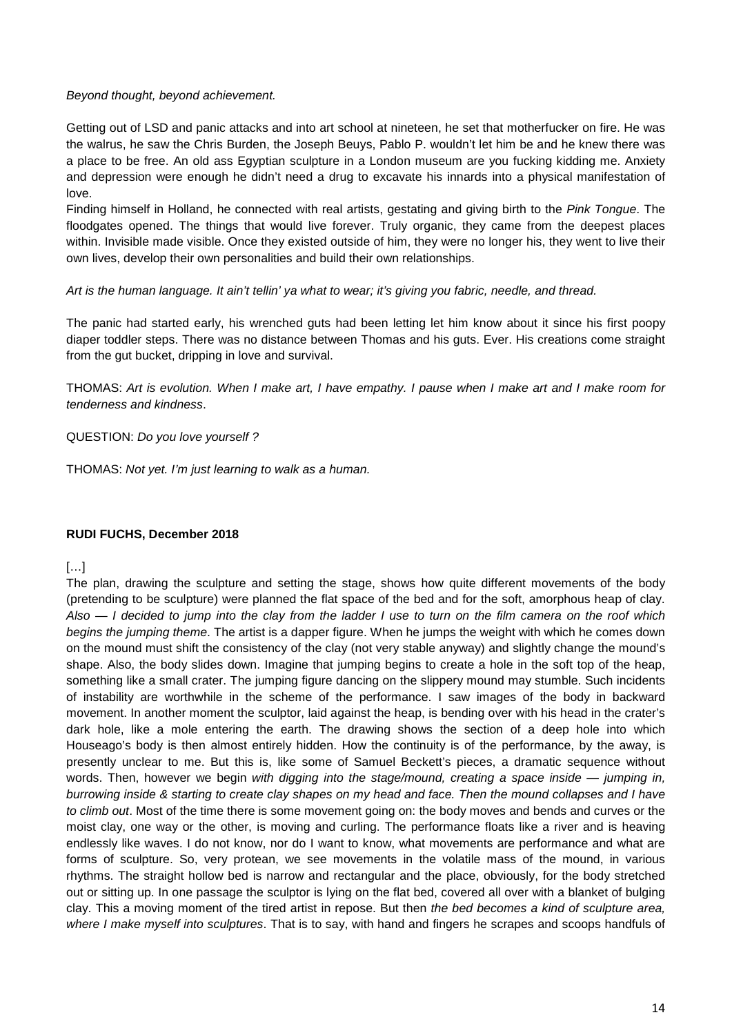*Beyond thought, beyond achievement.*

Getting out of LSD and panic attacks and into art school at nineteen, he set that motherfucker on fire. He was the walrus, he saw the Chris Burden, the Joseph Beuys, Pablo P. wouldn't let him be and he knew there was a place to be free. An old ass Egyptian sculpture in a London museum are you fucking kidding me. Anxiety and depression were enough he didn't need a drug to excavate his innards into a physical manifestation of love.

Finding himself in Holland, he connected with real artists, gestating and giving birth to the *Pink Tongue*. The floodgates opened. The things that would live forever. Truly organic, they came from the deepest places within. Invisible made visible. Once they existed outside of him, they were no longer his, they went to live their own lives, develop their own personalities and build their own relationships.

*Art is the human language. It ain't tellin' ya what to wear; it's giving you fabric, needle, and thread.*

The panic had started early, his wrenched guts had been letting let him know about it since his first poopy diaper toddler steps. There was no distance between Thomas and his guts. Ever. His creations come straight from the gut bucket, dripping in love and survival.

THOMAS: *Art is evolution. When I make art, I have empathy. I pause when I make art and I make room for tenderness and kindness*.

QUESTION: *Do you love yourself ?*

THOMAS: *Not yet. I'm just learning to walk as a human.*

**RUDI FUCHS, December 2018**

[…]

The plan, drawing the sculpture and setting the stage, shows how quite different movements of the body (pretending to be sculpture) were planned the flat space of the bed and for the soft, amorphous heap of clay. *Also — I decided to jump into the clay from the ladder I use to turn on the film camera on the roof which begins the jumping theme*. The artist is a dapper figure. When he jumps the weight with which he comes down on the mound must shift the consistency of the clay (not very stable anyway) and slightly change the mound's shape. Also, the body slides down. Imagine that jumping begins to create a hole in the soft top of the heap, something like a small crater. The jumping figure dancing on the slippery mound may stumble. Such incidents of instability are worthwhile in the scheme of the performance. I saw images of the body in backward movement. In another moment the sculptor, laid against the heap, is bending over with his head in the crater's dark hole, like a mole entering the earth. The drawing shows the section of a deep hole into which Houseago's body is then almost entirely hidden. How the continuity is of the performance, by the away, is presently unclear to me. But this is, like some of Samuel Beckett's pieces, a dramatic sequence without words. Then, however we begin *with digging into the stage/mound, creating a space inside — jumping in, burrowing inside & starting to create clay shapes on my head and face. Then the mound collapses and I have to climb out*. Most of the time there is some movement going on: the body moves and bends and curves or the moist clay, one way or the other, is moving and curling. The performance floats like a river and is heaving endlessly like waves. I do not know, nor do I want to know, what movements are performance and what are forms of sculpture. So, very protean, we see movements in the volatile mass of the mound, in various rhythms. The straight hollow bed is narrow and rectangular and the place, obviously, for the body stretched out or sitting up. In one passage the sculptor is lying on the flat bed, covered all over with a blanket of bulging clay. This a moving moment of the tired artist in repose. But then *the bed becomes a kind of sculpture area, where I make myself into sculptures*. That is to say, with hand and fingers he scrapes and scoops handfuls of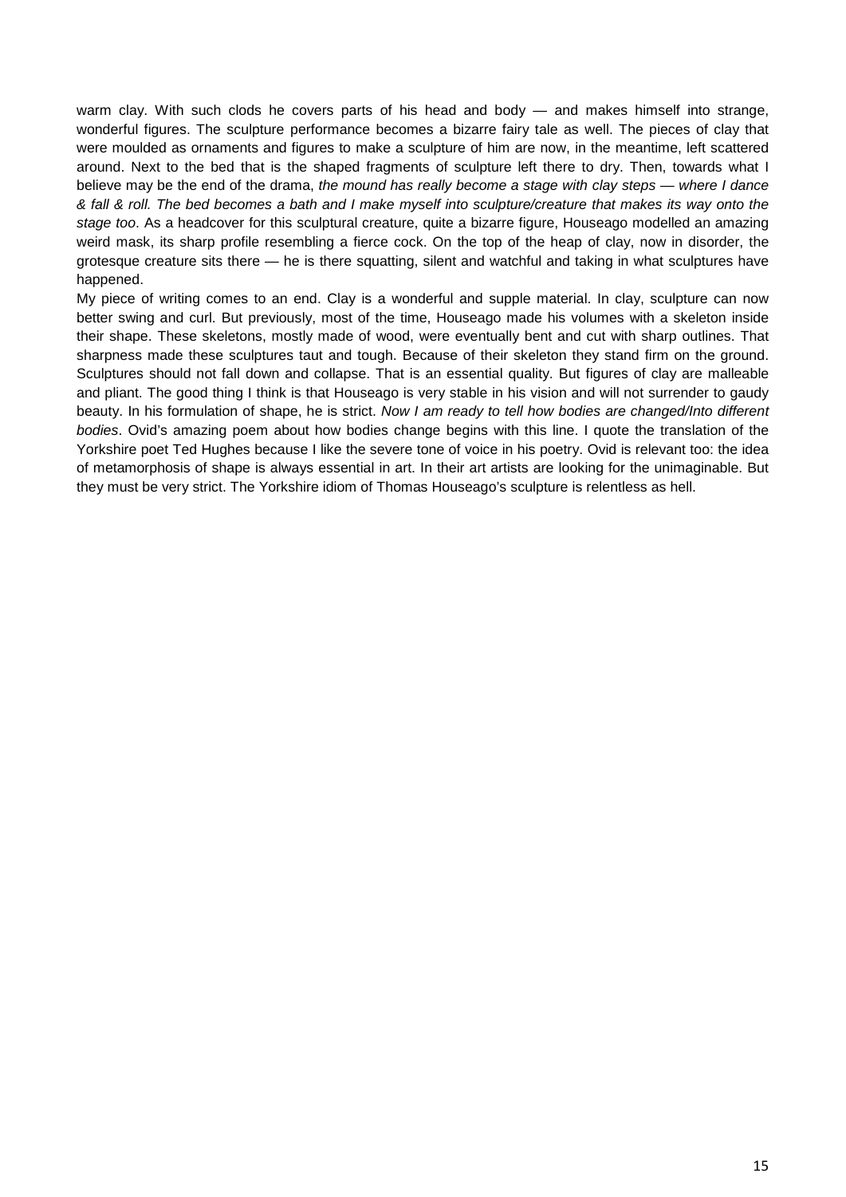warm clay. With such clods he covers parts of his head and body — and makes himself into strange, wonderful figures. The sculpture performance becomes a bizarre fairy tale as well. The pieces of clay that were moulded as ornaments and figures to make a sculpture of him are now, in the meantime, left scattered around. Next to the bed that is the shaped fragments of sculpture left there to dry. Then, towards what I believe may be the end of the drama, *the mound has really become a stage with clay steps — where I dance & fall & roll. The bed becomes a bath and I make myself into sculpture/creature that makes its way onto the stage too*. As a headcover for this sculptural creature, quite a bizarre figure, Houseago modelled an amazing weird mask, its sharp profile resembling a fierce cock. On the top of the heap of clay, now in disorder, the grotesque creature sits there — he is there squatting, silent and watchful and taking in what sculptures have happened.

My piece of writing comes to an end. Clay is a wonderful and supple material. In clay, sculpture can now better swing and curl. But previously, most of the time, Houseago made his volumes with a skeleton inside their shape. These skeletons, mostly made of wood, were eventually bent and cut with sharp outlines. That sharpness made these sculptures taut and tough. Because of their skeleton they stand firm on the ground. Sculptures should not fall down and collapse. That is an essential quality. But figures of clay are malleable and pliant. The good thing I think is that Houseago is very stable in his vision and will not surrender to gaudy beauty. In his formulation of shape, he is strict. *Now I am ready to tell how bodies are changed/Into different bodies*. Ovid's amazing poem about how bodies change begins with this line. I quote the translation of the Yorkshire poet Ted Hughes because I like the severe tone of voice in his poetry. Ovid is relevant too: the idea of metamorphosis of shape is always essential in art. In their art artists are looking for the unimaginable. But they must be very strict. The Yorkshire idiom of Thomas Houseago's sculpture is relentless as hell.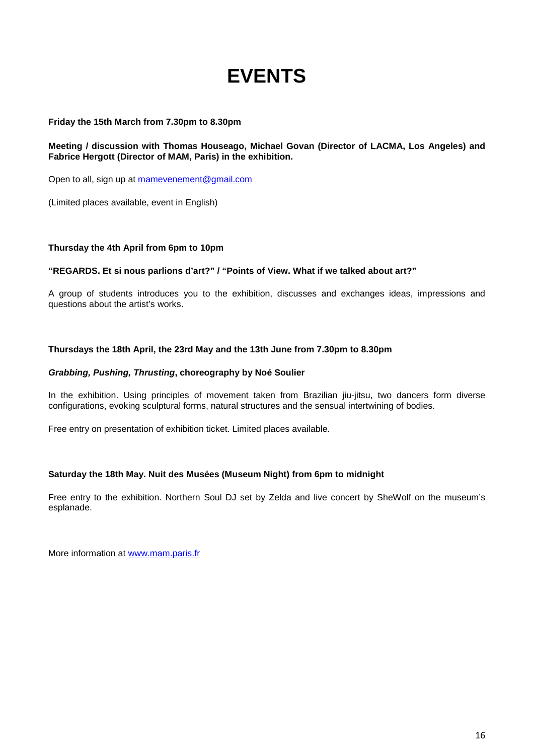# EVENTS

**Friday the 15th March from 7.30pm to 8.30pm**

**Meeting / discussion with Thomas Houseago, Michael Govan (Director of LACMA, Los Angeles) and Fabrice Hergott (Director of MAM, Paris) in the exhibition.**

Open to all, sign up at mamevenement@gmail.com

(Limited places available, event in English)

**Thursday the 4th April from 6pm to 10pm**

**"REGARDS. Et si nous parlions d'art?" / "Points of View. What if we talked about art?"**

A group of students introduces you to the exhibition, discusses and exchanges ideas, impressions and questions about the artist's works.

**Thursdays the 18th April, the 23rd May and the 13th June from 7.30pm to 8.30pm**

***Grabbing, Pushing, Thrusting*, choreography by Noé Soulier**

In the exhibition. Using principles of movement taken from Brazilian jiu-jitsu, two dancers form diverse configurations, evoking sculptural forms, natural structures and the sensual intertwining of bodies.

Free entry on presentation of exhibition ticket. Limited places available.

**Saturday the 18th May. Nuit des Musées (Museum Night) from 6pm to midnight**

Free entry to the exhibition. Northern Soul DJ set by Zelda and live concert by SheWolf on the museum's esplanade.

More information at www.mam.paris.fr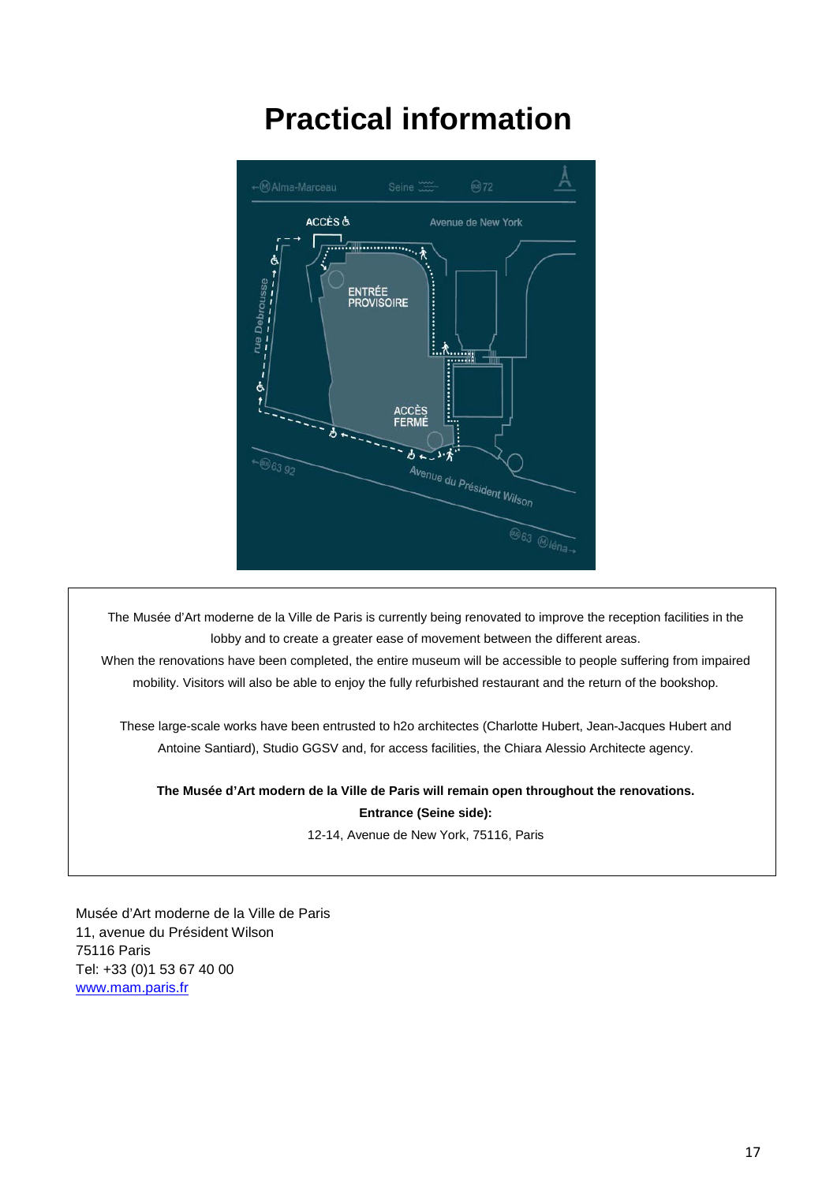# Practical information

The Musée d'Art moderne de la Ville de Paris is currently being renovated to improve the reception facilities in the lobby and to create a greater ease of movement between the different areas.
When the renovations have been completed, the entire museum will be accessible to people suffering from impaired mobility. Visitors will also be able to enjoy the fully refurbished restaurant and the return of the bookshop.

These large-scale works have been entrusted to h2o architectes (Charlotte Hubert, Jean-Jacques Hubert and Antoine Santiard), Studio GGSV and, for access facilities, the Chiara Alessio Architecte agency.

**The Musée d'Art modern de la Ville de Paris will remain open throughout the renovations.**
**Entrance (Seine side):**
12-14, Avenue de New York, 75116, Paris

Musée d'Art moderne de la Ville de Paris
11, avenue du Président Wilson
75116 Paris
Tel: +33 (0)1 53 67 40 00
[www.mam.paris.fr](http://www.mam.paris.fr)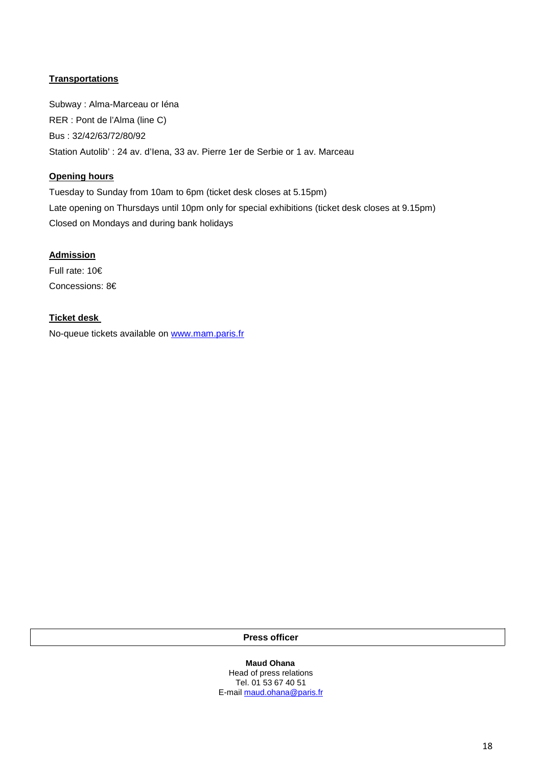**Transportations**

Subway : Alma-Marceau or Iéna

RER : Pont de l'Alma (line C)

Bus : 32/42/63/72/80/92

Station Autolib' : 24 av. d'Iena, 33 av. Pierre 1er de Serbie or 1 av. Marceau

**Opening hours**

Tuesday to Sunday from 10am to 6pm (ticket desk closes at 5.15pm)

Late opening on Thursdays until 10pm only for special exhibitions (ticket desk closes at 9.15pm)

Closed on Mondays and during bank holidays

**Admission**

Full rate: 10€

Concessions: 8€

**Ticket desk**

No-queue tickets available on www.mam.paris.fr

**Press officer**

**Maud Ohana**
Head of press relations
Tel. 01 53 67 40 51
E-mail maud.ohana@paris.fr